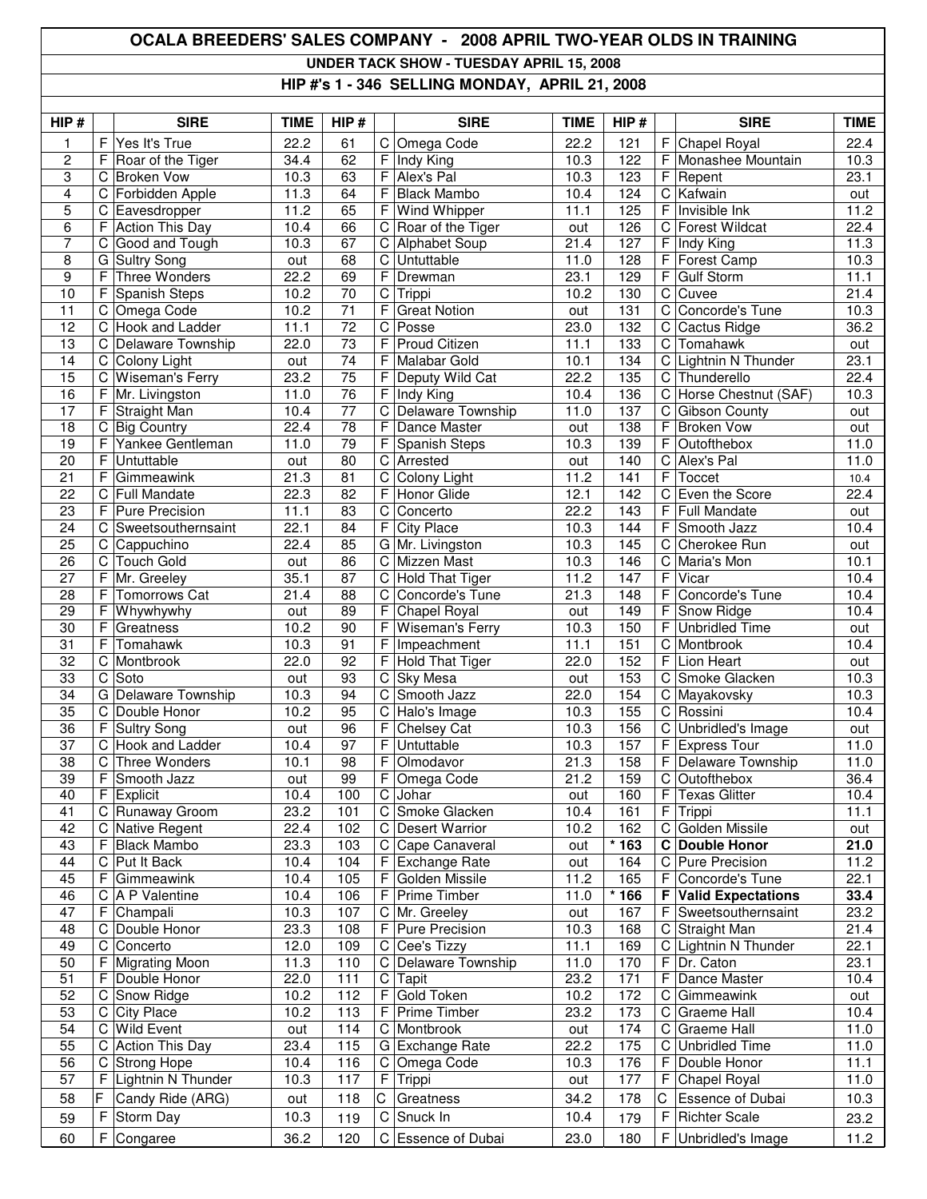# OCALA BREEDERS' SALES COMPANY - 2008 APRIL TWO-YEAR OLDS IN TRAINING

## UNDER TACK SHOW - TUESDAY APRIL 15, 2008

## HIP #'s 1 - 346 SELLING MONDAY, APRIL 21, 2008

| HIP # | | SIRE | TIME | HIP # | | SIRE | TIME | HIP # | | SIRE | TIME |
|---|---|---|---|---|---|---|---|---|---|---|---|
| 1 | F | Yes It's True | 22.2 | 61 | C | Omega Code | 22.2 | 121 | F | Chapel Royal | 22.4 |
| 2 | F | Roar of the Tiger | 34.4 | 62 | F | Indy King | 10.3 | 122 | F | Monashee Mountain | 10.3 |
| 3 | C | Broken Vow | 10.3 | 63 | F | Alex's Pal | 10.3 | 123 | F | Repent | 23.1 |
| 4 | C | Forbidden Apple | 11.3 | 64 | F | Black Mambo | 10.4 | 124 | C | Kafwain | out |
| 5 | C | Eavesdropper | 11.2 | 65 | F | Wind Whipper | 11.1 | 125 | F | Invisible Ink | 11.2 |
| 6 | F | Action This Day | 10.4 | 66 | C | Roar of the Tiger | out | 126 | C | Forest Wildcat | 22.4 |
| 7 | C | Good and Tough | 10.3 | 67 | C | Alphabet Soup | 21.4 | 127 | F | Indy King | 11.3 |
| 8 | G | Sultry Song | out | 68 | C | Untuttable | 11.0 | 128 | F | Forest Camp | 10.3 |
| 9 | F | Three Wonders | 22.2 | 69 | F | Drewman | 23.1 | 129 | F | Gulf Storm | 11.1 |
| 10 | F | Spanish Steps | 10.2 | 70 | C | Trippi | 10.2 | 130 | C | Cuvee | 21.4 |
| 11 | C | Omega Code | 10.2 | 71 | F | Great Notion | out | 131 | C | Concorde's Tune | 10.3 |
| 12 | C | Hook and Ladder | 11.1 | 72 | C | Posse | 23.0 | 132 | C | Cactus Ridge | 36.2 |
| 13 | C | Delaware Township | 22.0 | 73 | F | Proud Citizen | 11.1 | 133 | C | Tomahawk | out |
| 14 | C | Colony Light | out | 74 | F | Malabar Gold | 10.1 | 134 | C | Lightnin N Thunder | 23.1 |
| 15 | C | Wiseman's Ferry | 23.2 | 75 | F | Deputy Wild Cat | 22.2 | 135 | C | Thunderello | 22.4 |
| 16 | F | Mr. Livingston | 11.0 | 76 | F | Indy King | 10.4 | 136 | C | Horse Chestnut (SAF) | 10.3 |
| 17 | F | Straight Man | 10.4 | 77 | C | Delaware Township | 11.0 | 137 | C | Gibson County | out |
| 18 | C | Big Country | 22.4 | 78 | F | Dance Master | out | 138 | F | Broken Vow | out |
| 19 | F | Yankee Gentleman | 11.0 | 79 | F | Spanish Steps | 10.3 | 139 | F | Outofthebox | 11.0 |
| 20 | F | Untuttable | out | 80 | C | Arrested | out | 140 | C | Alex's Pal | 11.0 |
| 21 | F | Gimmeawink | 21.3 | 81 | C | Colony Light | 11.2 | 141 | F | Toccet | 10.4 |
| 22 | C | Full Mandate | 22.3 | 82 | F | Honor Glide | 12.1 | 142 | C | Even the Score | 22.4 |
| 23 | F | Pure Precision | 11.1 | 83 | C | Concerto | 22.2 | 143 | F | Full Mandate | out |
| 24 | C | Sweetsouthernsaint | 22.1 | 84 | F | City Place | 10.3 | 144 | F | Smooth Jazz | 10.4 |
| 25 | C | Cappuchino | 22.4 | 85 | G | Mr. Livingston | 10.3 | 145 | C | Cherokee Run | out |
| 26 | C | Touch Gold | out | 86 | C | Mizzen Mast | 10.3 | 146 | C | Maria's Mon | 10.1 |
| 27 | F | Mr. Greeley | 35.1 | 87 | C | Hold That Tiger | 11.2 | 147 | F | Vicar | 10.4 |
| 28 | F | Tomorrows Cat | 21.4 | 88 | C | Concorde's Tune | 21.3 | 148 | F | Concorde's Tune | 10.4 |
| 29 | F | Whywhywhy | out | 89 | F | Chapel Royal | out | 149 | F | Snow Ridge | 10.4 |
| 30 | F | Greatness | 10.2 | 90 | F | Wiseman's Ferry | 10.3 | 150 | F | Unbridled Time | out |
| 31 | F | Tomahawk | 10.3 | 91 | F | Impeachment | 11.1 | 151 | C | Montbrook | 10.4 |
| 32 | C | Montbrook | 22.0 | 92 | F | Hold That Tiger | 22.0 | 152 | F | Lion Heart | out |
| 33 | C | Soto | out | 93 | C | Sky Mesa | out | 153 | C | Smoke Glacken | 10.3 |
| 34 | G | Delaware Township | 10.3 | 94 | C | Smooth Jazz | 22.0 | 154 | C | Mayakovsky | 10.3 |
| 35 | C | Double Honor | 10.2 | 95 | C | Halo's Image | 10.3 | 155 | C | Rossini | 10.4 |
| 36 | F | Sultry Song | out | 96 | F | Chelsey Cat | 10.3 | 156 | C | Unbridled's Image | out |
| 37 | C | Hook and Ladder | 10.4 | 97 | F | Untuttable | 10.3 | 157 | F | Express Tour | 11.0 |
| 38 | C | Three Wonders | 10.1 | 98 | F | Olmodavor | 21.3 | 158 | F | Delaware Township | 11.0 |
| 39 | F | Smooth Jazz | out | 99 | F | Omega Code | 21.2 | 159 | C | Outofthebox | 36.4 |
| 40 | F | Explicit | 10.4 | 100 | C | Johar | out | 160 | F | Texas Glitter | 10.4 |
| 41 | C | Runaway Groom | 23.2 | 101 | C | Smoke Glacken | 10.4 | 161 | F | Trippi | 11.1 |
| 42 | C | Native Regent | 22.4 | 102 | C | Desert Warrior | 10.2 | 162 | C | Golden Missile | out |
| 43 | F | Black Mambo | 23.3 | 103 | C | Cape Canaveral | out | **\* 163** | **C** | **Double Honor** | **21.0** |
| 44 | C | Put It Back | 10.4 | 104 | F | Exchange Rate | out | 164 | C | Pure Precision | 11.2 |
| 45 | F | Gimmeawink | 10.4 | 105 | F | Golden Missile | 11.2 | 165 | F | Concorde's Tune | 22.1 |
| 46 | C | A P Valentine | 10.4 | 106 | F | Prime Timber | 11.0 | **\* 166** | **F** | **Valid Expectations** | **33.4** |
| 47 | F | Champali | 10.3 | 107 | C | Mr. Greeley | out | 167 | F | Sweetsouthernsaint | 23.2 |
| 48 | C | Double Honor | 23.3 | 108 | F | Pure Precision | 10.3 | 168 | C | Straight Man | 21.4 |
| 49 | C | Concerto | 12.0 | 109 | C | Cee's Tizzy | 11.1 | 169 | C | Lightnin N Thunder | 22.1 |
| 50 | F | Migrating Moon | 11.3 | 110 | C | Delaware Township | 11.0 | 170 | F | Dr. Caton | 23.1 |
| 51 | F | Double Honor | 22.0 | 111 | C | Tapit | 23.2 | 171 | F | Dance Master | 10.4 |
| 52 | C | Snow Ridge | 10.2 | 112 | F | Gold Token | 10.2 | 172 | C | Gimmeawink | out |
| 53 | C | City Place | 10.2 | 113 | F | Prime Timber | 23.2 | 173 | C | Graeme Hall | 10.4 |
| 54 | C | Wild Event | out | 114 | C | Montbrook | out | 174 | C | Graeme Hall | 11.0 |
| 55 | C | Action This Day | 23.4 | 115 | G | Exchange Rate | 22.2 | 175 | C | Unbridled Time | 11.0 |
| 56 | C | Strong Hope | 10.4 | 116 | C | Omega Code | 10.3 | 176 | F | Double Honor | 11.1 |
| 57 | F | Lightnin N Thunder | 10.3 | 117 | F | Trippi | out | 177 | F | Chapel Royal | 11.0 |
| 58 | F | Candy Ride (ARG) | out | 118 | C | Greatness | 34.2 | 178 | C | Essence of Dubai | 10.3 |
| 59 | F | Storm Day | 10.3 | 119 | C | Snuck In | 10.4 | 179 | F | Richter Scale | 23.2 |
| 60 | F | Congaree | 36.2 | 120 | C | Essence of Dubai | 23.0 | 180 | F | Unbridled's Image | 11.2 |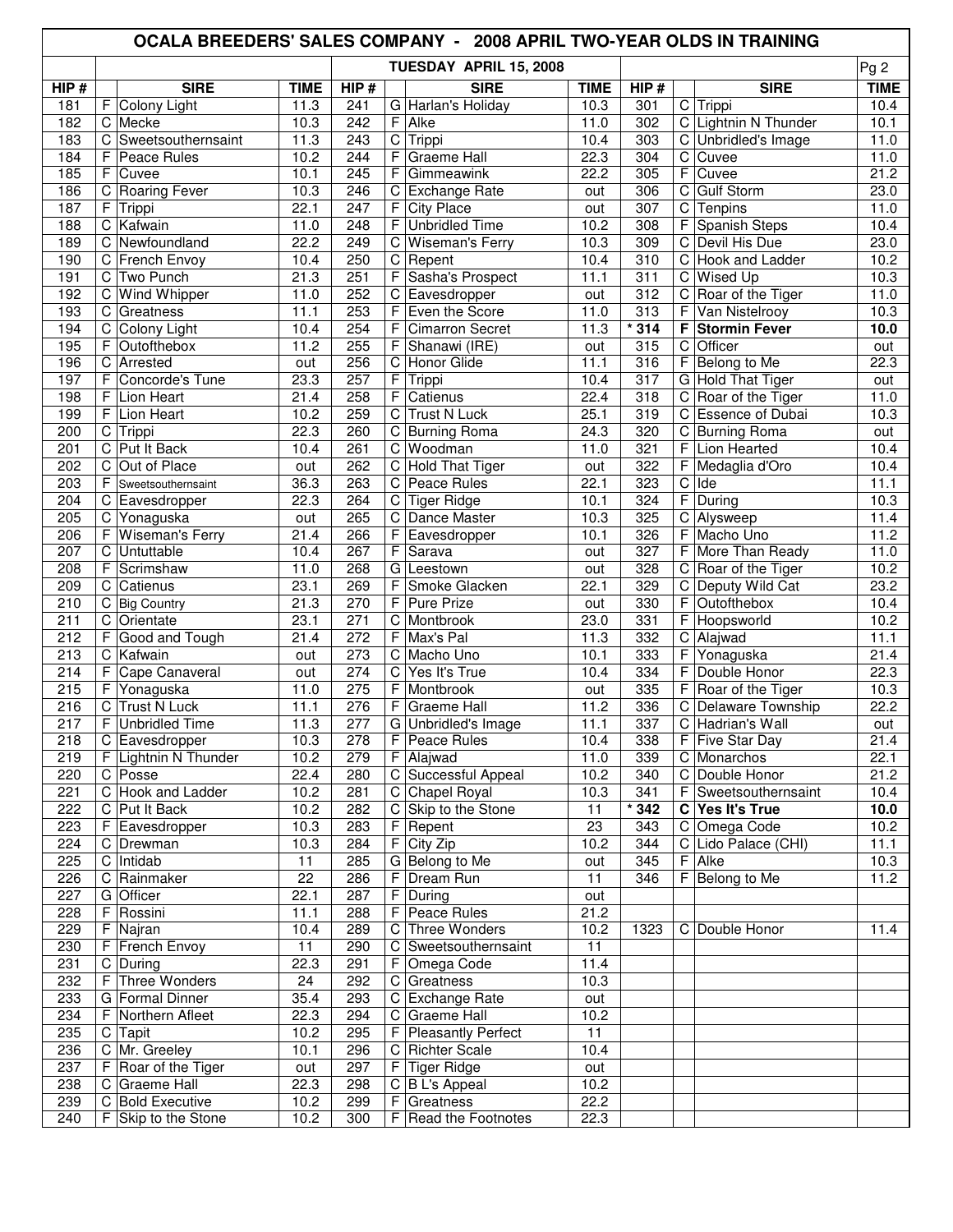# OCALA BREEDERS' SALES COMPANY - 2008 APRIL TWO-YEAR OLDS IN TRAINING

## TUESDAY APRIL 15, 2008

| HIP # | | SIRE | TIME | HIP # | | SIRE | TIME | HIP # | | SIRE | TIME |
|---|---|---|---|---|---|---|---|---|---|---|---|
| 181 | F | Colony Light | 11.3 | 241 | G | Harlan's Holiday | 10.3 | 301 | C | Trippi | 10.4 |
| 182 | C | Mecke | 10.3 | 242 | F | Alke | 11.0 | 302 | C | Lightnin N Thunder | 10.1 |
| 183 | C | Sweetsouthernsaint | 11.3 | 243 | C | Trippi | 10.4 | 303 | C | Unbridled's Image | 11.0 |
| 184 | F | Peace Rules | 10.2 | 244 | F | Graeme Hall | 22.3 | 304 | C | Cuvee | 11.0 |
| 185 | F | Cuvee | 10.1 | 245 | F | Gimmeawink | 22.2 | 305 | F | Cuvee | 21.2 |
| 186 | C | Roaring Fever | 10.3 | 246 | C | Exchange Rate | out | 306 | C | Gulf Storm | 23.0 |
| 187 | F | Trippi | 22.1 | 247 | F | City Place | out | 307 | C | Tenpins | 11.0 |
| 188 | C | Kafwain | 11.0 | 248 | F | Unbridled Time | 10.2 | 308 | F | Spanish Steps | 10.4 |
| 189 | C | Newfoundland | 22.2 | 249 | C | Wiseman's Ferry | 10.3 | 309 | C | Devil His Due | 23.0 |
| 190 | C | French Envoy | 10.4 | 250 | C | Repent | 10.4 | 310 | C | Hook and Ladder | 10.2 |
| 191 | C | Two Punch | 21.3 | 251 | F | Sasha's Prospect | 11.1 | 311 | C | Wised Up | 10.3 |
| 192 | C | Wind Whipper | 11.0 | 252 | C | Eavesdropper | out | 312 | C | Roar of the Tiger | 11.0 |
| 193 | C | Greatness | 11.1 | 253 | F | Even the Score | 11.0 | 313 | F | Van Nistelrooy | 10.3 |
| 194 | C | Colony Light | 10.4 | 254 | F | Cimarron Secret | 11.3 | **\* 314** | **F** | **Stormin Fever** | **10.0** |
| 195 | F | Outofthebox | 11.2 | 255 | F | Shanawi (IRE) | out | 315 | C | Officer | out |
| 196 | C | Arrested | out | 256 | C | Honor Glide | 11.1 | 316 | F | Belong to Me | 22.3 |
| 197 | F | Concorde's Tune | 23.3 | 257 | F | Trippi | 10.4 | 317 | G | Hold That Tiger | out |
| 198 | F | Lion Heart | 21.4 | 258 | F | Catienus | 22.4 | 318 | C | Roar of the Tiger | 11.0 |
| 199 | F | Lion Heart | 10.2 | 259 | C | Trust N Luck | 25.1 | 319 | C | Essence of Dubai | 10.3 |
| 200 | C | Trippi | 22.3 | 260 | C | Burning Roma | 24.3 | 320 | C | Burning Roma | out |
| 201 | C | Put It Back | 10.4 | 261 | C | Woodman | 11.0 | 321 | F | Lion Hearted | 10.4 |
| 202 | C | Out of Place | out | 262 | C | Hold That Tiger | out | 322 | F | Medaglia d'Oro | 10.4 |
| 203 | F | Sweetsouthernsaint | 36.3 | 263 | C | Peace Rules | 22.1 | 323 | C | Ide | 11.1 |
| 204 | C | Eavesdropper | 22.3 | 264 | C | Tiger Ridge | 10.1 | 324 | F | During | 10.3 |
| 205 | C | Yonaguska | out | 265 | C | Dance Master | 10.3 | 325 | C | Alysweep | 11.4 |
| 206 | F | Wiseman's Ferry | 21.4 | 266 | F | Eavesdropper | 10.1 | 326 | F | Macho Uno | 11.2 |
| 207 | C | Untuttable | 10.4 | 267 | F | Sarava | out | 327 | F | More Than Ready | 11.0 |
| 208 | F | Scrimshaw | 11.0 | 268 | G | Leestown | out | 328 | C | Roar of the Tiger | 10.2 |
| 209 | C | Catienus | 23.1 | 269 | F | Smoke Glacken | 22.1 | 329 | C | Deputy Wild Cat | 23.2 |
| 210 | C | Big Country | 21.3 | 270 | F | Pure Prize | out | 330 | F | Outofthebox | 10.4 |
| 211 | C | Orientate | 23.1 | 271 | C | Montbrook | 23.0 | 331 | F | Hoopsworld | 10.2 |
| 212 | F | Good and Tough | 21.4 | 272 | F | Max's Pal | 11.3 | 332 | C | Alajwad | 11.1 |
| 213 | C | Kafwain | out | 273 | C | Macho Uno | 10.1 | 333 | F | Yonaguska | 21.4 |
| 214 | F | Cape Canaveral | out | 274 | C | Yes It's True | 10.4 | 334 | F | Double Honor | 22.3 |
| 215 | F | Yonaguska | 11.0 | 275 | F | Montbrook | out | 335 | F | Roar of the Tiger | 10.3 |
| 216 | C | Trust N Luck | 11.1 | 276 | F | Graeme Hall | 11.2 | 336 | C | Delaware Township | 22.2 |
| 217 | F | Unbridled Time | 11.3 | 277 | G | Unbridled's Image | 11.1 | 337 | C | Hadrian's Wall | out |
| 218 | C | Eavesdropper | 10.3 | 278 | F | Peace Rules | 10.4 | 338 | F | Five Star Day | 21.4 |
| 219 | F | Lightnin N Thunder | 10.2 | 279 | F | Alajwad | 11.0 | 339 | C | Monarchos | 22.1 |
| 220 | C | Posse | 22.4 | 280 | C | Successful Appeal | 10.2 | 340 | C | Double Honor | 21.2 |
| 221 | C | Hook and Ladder | 10.2 | 281 | C | Chapel Royal | 10.3 | 341 | F | Sweetsouthernsaint | 10.4 |
| 222 | C | Put It Back | 10.2 | 282 | C | Skip to the Stone | 11 | **\* 342** | **C** | **Yes It's True** | **10.0** |
| 223 | F | Eavesdropper | 10.3 | 283 | F | Repent | 23 | 343 | C | Omega Code | 10.2 |
| 224 | C | Drewman | 10.3 | 284 | F | City Zip | 10.2 | 344 | C | Lido Palace (CHI) | 11.1 |
| 225 | C | Intidab | 11 | 285 | G | Belong to Me | out | 345 | F | Alke | 10.3 |
| 226 | C | Rainmaker | 22 | 286 | F | Dream Run | 11 | 346 | F | Belong to Me | 11.2 |
| 227 | G | Officer | 22.1 | 287 | F | During | out | | | | |
| 228 | F | Rossini | 11.1 | 288 | F | Peace Rules | 21.2 | | | | |
| 229 | F | Najran | 10.4 | 289 | C | Three Wonders | 10.2 | 1323 | C | Double Honor | 11.4 |
| 230 | F | French Envoy | 11 | 290 | C | Sweetsouthernsaint | 11 | | | | |
| 231 | C | During | 22.3 | 291 | F | Omega Code | 11.4 | | | | |
| 232 | F | Three Wonders | 24 | 292 | C | Greatness | 10.3 | | | | |
| 233 | G | Formal Dinner | 35.4 | 293 | C | Exchange Rate | out | | | | |
| 234 | F | Northern Afleet | 22.3 | 294 | C | Graeme Hall | 10.2 | | | | |
| 235 | C | Tapit | 10.2 | 295 | F | Pleasantly Perfect | 11 | | | | |
| 236 | C | Mr. Greeley | 10.1 | 296 | C | Richter Scale | 10.4 | | | | |
| 237 | F | Roar of the Tiger | out | 297 | F | Tiger Ridge | out | | | | |
| 238 | C | Graeme Hall | 22.3 | 298 | C | B L's Appeal | 10.2 | | | | |
| 239 | C | Bold Executive | 10.2 | 299 | F | Greatness | 22.2 | | | | |
| 240 | F | Skip to the Stone | 10.2 | 300 | F | Read the Footnotes | 22.3 | | | | |